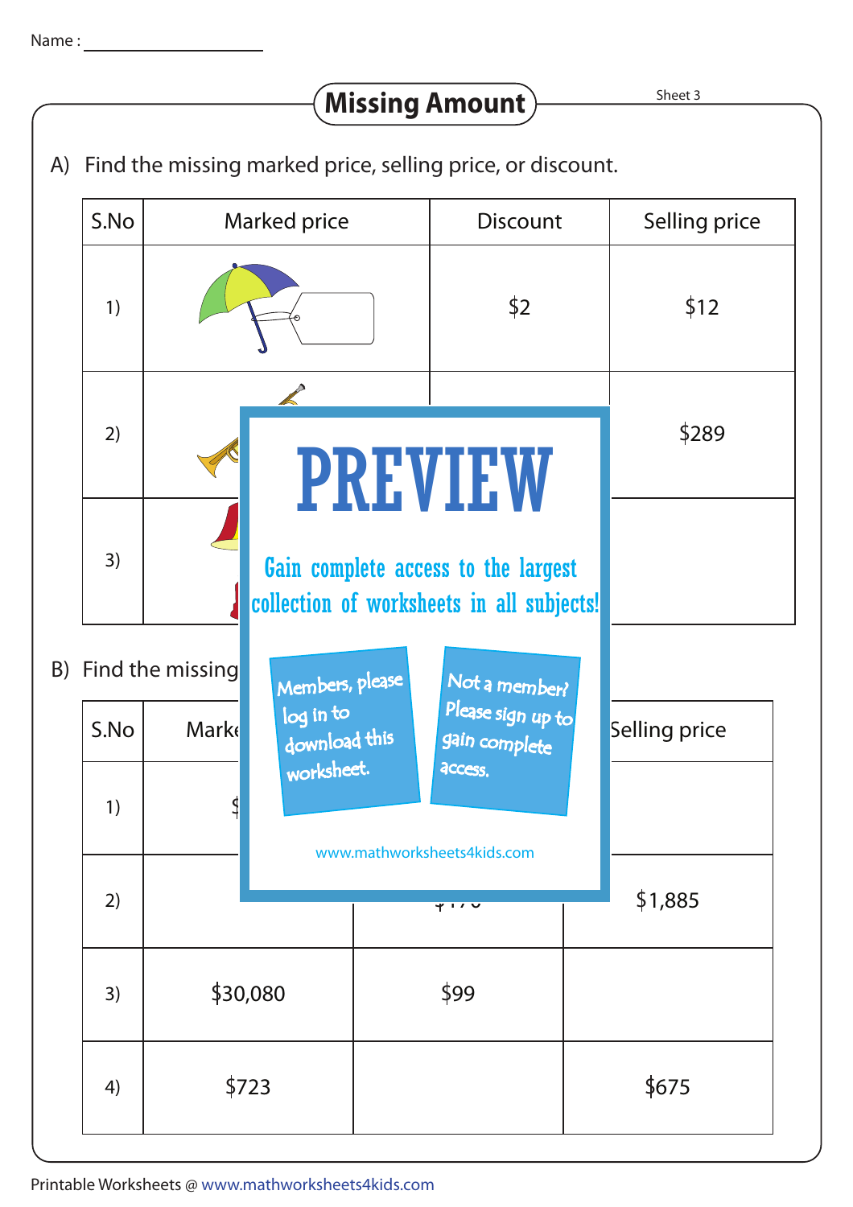Name : ___________________

# Missing Amount

Sheet 3

A) Find the missing marked price, selling price, or discount.

| S.No | Marked price | Discount | Selling price |
|---|---|---|---|
| 1) | | $2 | $12 |
| 2) | | | $289 |
| 3) | | | |

PREVIEW

Gain complete access to the largest collection of worksheets in all subjects!

Members, please log in to download this worksheet.

Not a member? Please sign up to gain complete access.

www.mathworksheets4kids.com

B) Find the missing

| S.No | Marke | | Selling price |
|---|---|---|---|
| 1) | $ | | |
| 2) | | | $1,885 |
| 3) | $30,080 | $99 | |
| 4) | $723 | | $675 |

Printable Worksheets @ www.mathworksheets4kids.com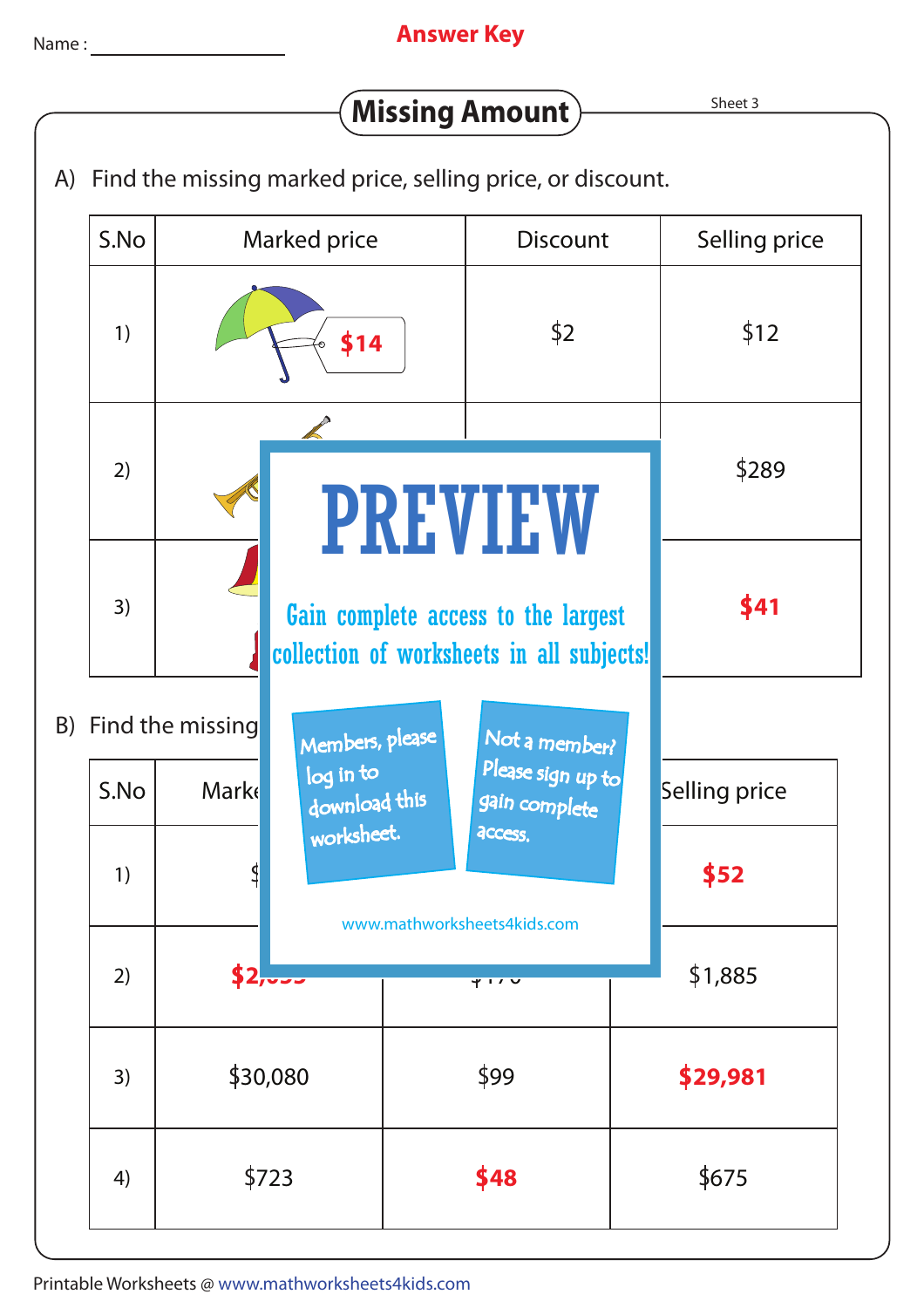Name : ___________________

**Answer Key**

## Missing Amount

Sheet 3

A) Find the missing marked price, selling price, or discount.

| S.No | Marked price | Discount | Selling price |
|---|---|---|---|
| 1) | **$14** | $2 | $12 |
| 2) | | | $289 |
| 3) | | | **$41** |

PREVIEW

Gain complete access to the largest collection of worksheets in all subjects!

Members, please log in to download this worksheet.

Not a member? Please sign up to gain complete access.

www.mathworksheets4kids.com

B) Find the missing

| S.No | Marke | | Selling price |
|---|---|---|---|
| 1) | $ | | **$52** |
| 2) | **$2,** | | $1,885 |
| 3) | $30,080 | $99 | **$29,981** |
| 4) | $723 | **$48** | $675 |

Printable Worksheets @ www.mathworksheets4kids.com